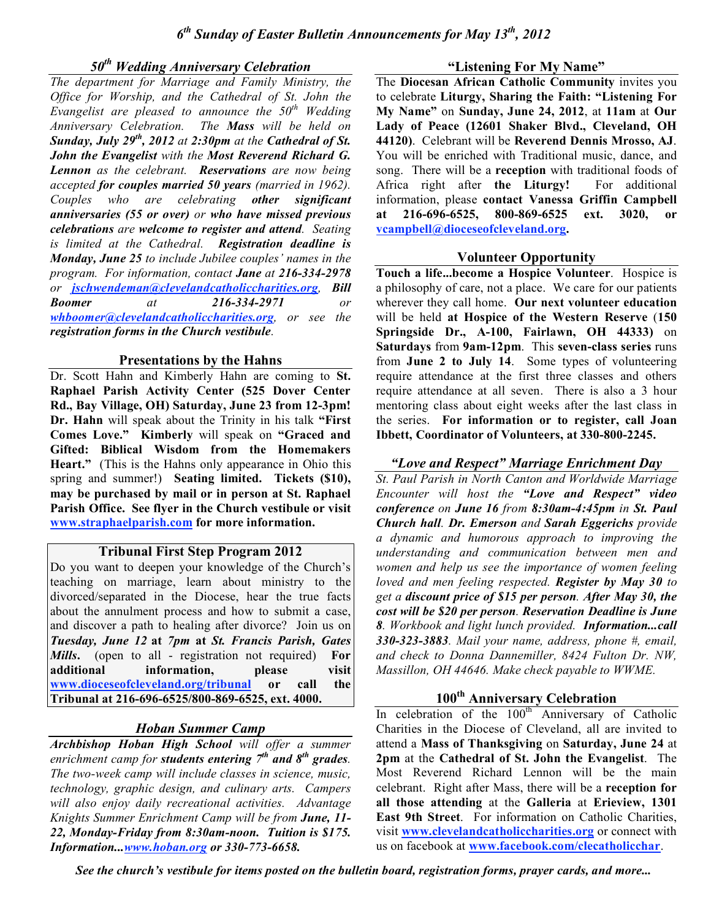# 6th Sunday of Easter Bulletin Announcements for May 13th, 2012

## 50th Wedding Anniversary Celebration

*The department for Marriage and Family Ministry, the Office for Worship, and the Cathedral of St. John the Evangelist are pleased to announce the 50th Wedding Anniversary Celebration. The **Mass** will be held on **Sunday, July 29th, 2012** at **2:30pm** at the **Cathedral of St. John the Evangelist** with the **Most Reverend Richard G. Lennon** as the celebrant. **Reservations** are now being accepted **for couples married 50 years** (married in 1962). Couples who are celebrating **other significant anniversaries (55 or over)** or **who have missed previous celebrations** are **welcome to register and attend**. Seating is limited at the Cathedral. **Registration deadline is Monday, June 25** to include Jubilee couples' names in the program. For information, contact **Jane** at **216-334-2978** or **jschwendeman@clevelandcatholiccharities.org**, **Bill Boomer** at **216-334-2971** or **whboomer@clevelandcatholiccharities.org**, or see the **registration forms in the Church vestibule**.*

## Presentations by the Hahns

Dr. Scott Hahn and Kimberly Hahn are coming to **St. Raphael Parish Activity Center (525 Dover Center Rd., Bay Village, OH) Saturday, June 23 from 12-3pm! Dr. Hahn** will speak about the Trinity in his talk **"First Comes Love." Kimberly** will speak on **"Graced and Gifted: Biblical Wisdom from the Homemakers Heart."** (This is the Hahns only appearance in Ohio this spring and summer!) **Seating limited. Tickets ($10), may be purchased by mail or in person at St. Raphael Parish Office. See flyer in the Church vestibule or visit www.straphaelparish.com for more information.**

## Tribunal First Step Program 2012

Do you want to deepen your knowledge of the Church's teaching on marriage, learn about ministry to the divorced/separated in the Diocese, hear the true facts about the annulment process and how to submit a case, and discover a path to healing after divorce? Join us on ***Tuesday, June 12*** **at** ***7pm*** **at** ***St. Francis Parish, Gates Mills***. (open to all - registration not required) **For additional information, please visit www.dioceseofcleveland.org/tribunal or call the Tribunal at 216-696-6525/800-869-6525, ext. 4000.**

## Hoban Summer Camp

*__Archbishop Hoban High School__ will offer a summer enrichment camp for __students entering 7th and 8th grades__. The two-week camp will include classes in science, music, technology, graphic design, and culinary arts. Campers will also enjoy daily recreational activities. Advantage Knights Summer Enrichment Camp will be from __June, 11-22, Monday-Friday from 8:30am-noon. Tuition is $175. Information...www.hoban.org or 330-773-6658.__*

## "Listening For My Name"

The **Diocesan African Catholic Community** invites you to celebrate **Liturgy, Sharing the Faith: "Listening For My Name"** on **Sunday, June 24, 2012**, at **11am** at **Our Lady of Peace (12601 Shaker Blvd., Cleveland, OH 44120)**. Celebrant will be **Reverend Dennis Mrosso, AJ**. You will be enriched with Traditional music, dance, and song. There will be a **reception** with traditional foods of Africa right after **the Liturgy!** For additional information, please **contact Vanessa Griffin Campbell at 216-696-6525, 800-869-6525 ext. 3020, or vcampbell@dioceseofcleveland.org.**

## Volunteer Opportunity

**Touch a life...become a Hospice Volunteer**. Hospice is a philosophy of care, not a place. We care for our patients wherever they call home. **Our next volunteer education** will be held **at Hospice of the Western Reserve (150 Springside Dr., A-100, Fairlawn, OH 44333)** on **Saturdays** from **9am-12pm**. This **seven-class series** runs from **June 2 to July 14**. Some types of volunteering require attendance at the first three classes and others require attendance at all seven. There is also a 3 hour mentoring class about eight weeks after the last class in the series. **For information or to register, call Joan Ibbett, Coordinator of Volunteers, at 330-800-2245.**

## "Love and Respect" Marriage Enrichment Day

*St. Paul Parish in North Canton and Worldwide Marriage Encounter will host the __"Love and Respect" video conference__ on __June 16__ from __8:30am-4:45pm__ in __St. Paul Church hall__. __Dr. Emerson__ and __Sarah Eggerichs__ provide a dynamic and humorous approach to improving the understanding and communication between men and women and help us see the importance of women feeling loved and men feeling respected. __Register by May 30__ to get a __discount price of $15 per person__. __After May 30, the cost will be $20 per person__. __Reservation Deadline is June 8__. Workbook and light lunch provided. __Information...call 330-323-3883__. Mail your name, address, phone #, email, and check to Donna Dannemiller, 8424 Fulton Dr. NW, Massillon, OH 44646. Make check payable to WWME.*

## 100th Anniversary Celebration

In celebration of the 100th Anniversary of Catholic Charities in the Diocese of Cleveland, all are invited to attend a **Mass of Thanksgiving** on **Saturday, June 24** at **2pm** at the **Cathedral of St. John the Evangelist**. The Most Reverend Richard Lennon will be the main celebrant. Right after Mass, there will be a **reception for all those attending** at the **Galleria** at **Erieview, 1301 East 9th Street**. For information on Catholic Charities, visit **www.clevelandcatholiccharities.org** or connect with us on facebook at **www.facebook.com/clecatholicchar**.

***See the church's vestibule for items posted on the bulletin board, registration forms, prayer cards, and more...***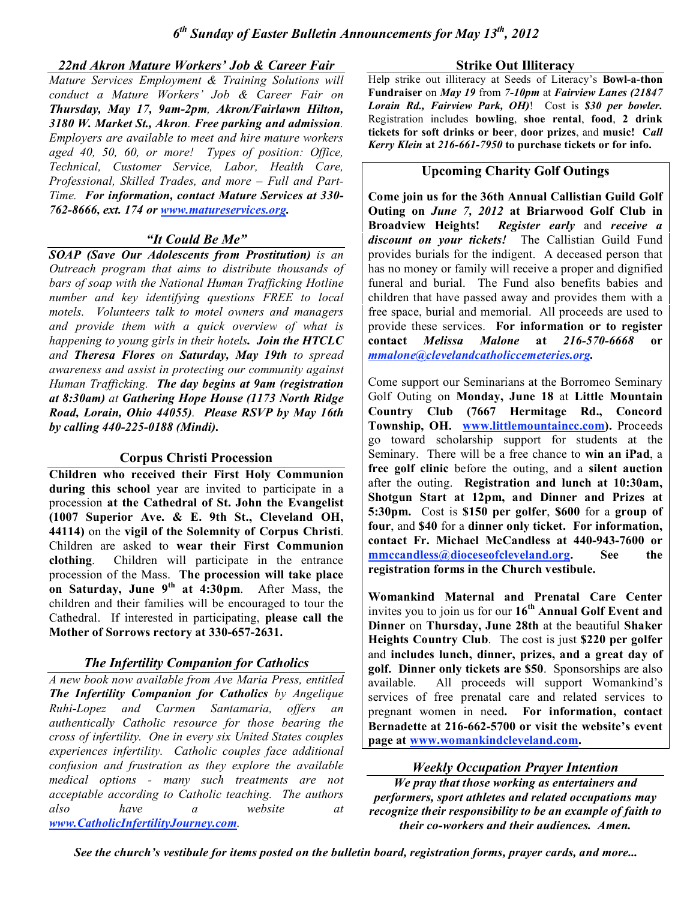# *6th Sunday of Easter Bulletin Announcements for May 13th, 2012*

## *22nd Akron Mature Workers' Job & Career Fair*

*Mature Services Employment & Training Solutions will conduct a Mature Workers' Job & Career Fair on **Thursday, May 17, 9am-2pm**, **Akron/Fairlawn Hilton, 3180 W. Market St., Akron**. **Free parking and admission**. Employers are available to meet and hire mature workers aged 40, 50, 60, or more! Types of position: Office, Technical, Customer Service, Labor, Health Care, Professional, Skilled Trades, and more – Full and Part-Time. **For information, contact Mature Services at 330-762-8666, ext. 174 or www.matureservices.org.***

## *"It Could Be Me"*

***SOAP (Save Our Adolescents from Prostitution)** is an Outreach program that aims to distribute thousands of bars of soap with the National Human Trafficking Hotline number and key identifying questions FREE to local motels. Volunteers talk to motel owners and managers and provide them with a quick overview of what is happening to young girls in their hotels. **Join the HTCLC** and **Theresa Flores** on **Saturday, May 19th** to spread awareness and assist in protecting our community against Human Trafficking. **The day begins at 9am (registration at 8:30am)** at **Gathering Hope House (1173 North Ridge Road, Lorain, Ohio 44055)**. **Please RSVP by May 16th by calling 440-225-0188 (Mindi).***

## Corpus Christi Procession

**Children who received their First Holy Communion during this school** year are invited to participate in a procession **at the Cathedral of St. John the Evangelist (1007 Superior Ave. & E. 9th St., Cleveland OH, 44114)** on the **vigil of the Solemnity of Corpus Christi**. Children are asked to **wear their First Communion clothing**. Children will participate in the entrance procession of the Mass. **The procession will take place on Saturday, June 9th at 4:30pm**. After Mass, the children and their families will be encouraged to tour the Cathedral. If interested in participating, **please call the Mother of Sorrows rectory at 330-657-2631.**

## *The Infertility Companion for Catholics*

*A new book now available from Ave Maria Press, entitled **The Infertility Companion for Catholics** by Angelique Ruhi-Lopez and Carmen Santamaria, offers an authentically Catholic resource for those bearing the cross of infertility. One in every six United States couples experiences infertility. Catholic couples face additional confusion and frustration as they explore the available medical options - many such treatments are not acceptable according to Catholic teaching. The authors also have a website at www.CatholicInfertilityJourney.com.*

## Strike Out Illiteracy

Help strike out illiteracy at Seeds of Literacy's **Bowl-a-thon Fundraiser** on ***May 19*** from ***7-10pm*** at ***Fairview Lanes (21847 Lorain Rd., Fairview Park, OH)***! Cost is ***$30 per bowler.*** Registration includes **bowling**, **shoe rental**, **food**, **2 drink tickets for soft drinks or beer**, **door prizes**, and **music! C*all Kerry Klein* at *216-661-7950* to purchase tickets or for info.**

## Upcoming Charity Golf Outings

**Come join us for the 36th Annual Callistian Guild Golf Outing on *June 7, 2012* at Briarwood Golf Club in Broadview Heights!** ***Register early*** and ***receive a discount on your tickets!*** The Callistian Guild Fund provides burials for the indigent. A deceased person that has no money or family will receive a proper and dignified funeral and burial. The Fund also benefits babies and children that have passed away and provides them with a free space, burial and memorial. All proceeds are used to provide these services. **For information or to register contact *Melissa Malone* at *216-570-6668* or *mmalone@clevelandcatholiccemeteries.org.***

Come support our Seminarians at the Borromeo Seminary Golf Outing on **Monday, June 18** at **Little Mountain Country Club (7667 Hermitage Rd., Concord Township, OH. www.littlemountaincc.com).** Proceeds go toward scholarship support for students at the Seminary. There will be a free chance to **win an iPad**, a **free golf clinic** before the outing, and a **silent auction** after the outing. **Registration and lunch at 10:30am, Shotgun Start at 12pm, and Dinner and Prizes at 5:30pm.** Cost is **$150 per golfer**, **$600** for a **group of four**, and **$40** for a **dinner only ticket. For information, contact Fr. Michael McCandless at 440-943-7600 or mmccandless@dioceseofcleveland.org. See the registration forms in the Church vestibule.**

**Womankind Maternal and Prenatal Care Center** invites you to join us for our **16th Annual Golf Event and Dinner** on **Thursday, June 28th** at the beautiful **Shaker Heights Country Club**. The cost is just **$220 per golfer** and **includes lunch, dinner, prizes, and a great day of golf. Dinner only tickets are $50**. Sponsorships are also available. All proceeds will support Womankind's services of free prenatal care and related services to pregnant women in need**. For information, contact Bernadette at 216-662-5700 or visit the website's event page at www.womankindcleveland.com.**

## *Weekly Occupation Prayer Intention*

***We pray that those working as entertainers and performers, sport athletes and related occupations may recognize their responsibility to be an example of faith to their co-workers and their audiences. Amen.***

***See the church's vestibule for items posted on the bulletin board, registration forms, prayer cards, and more...***